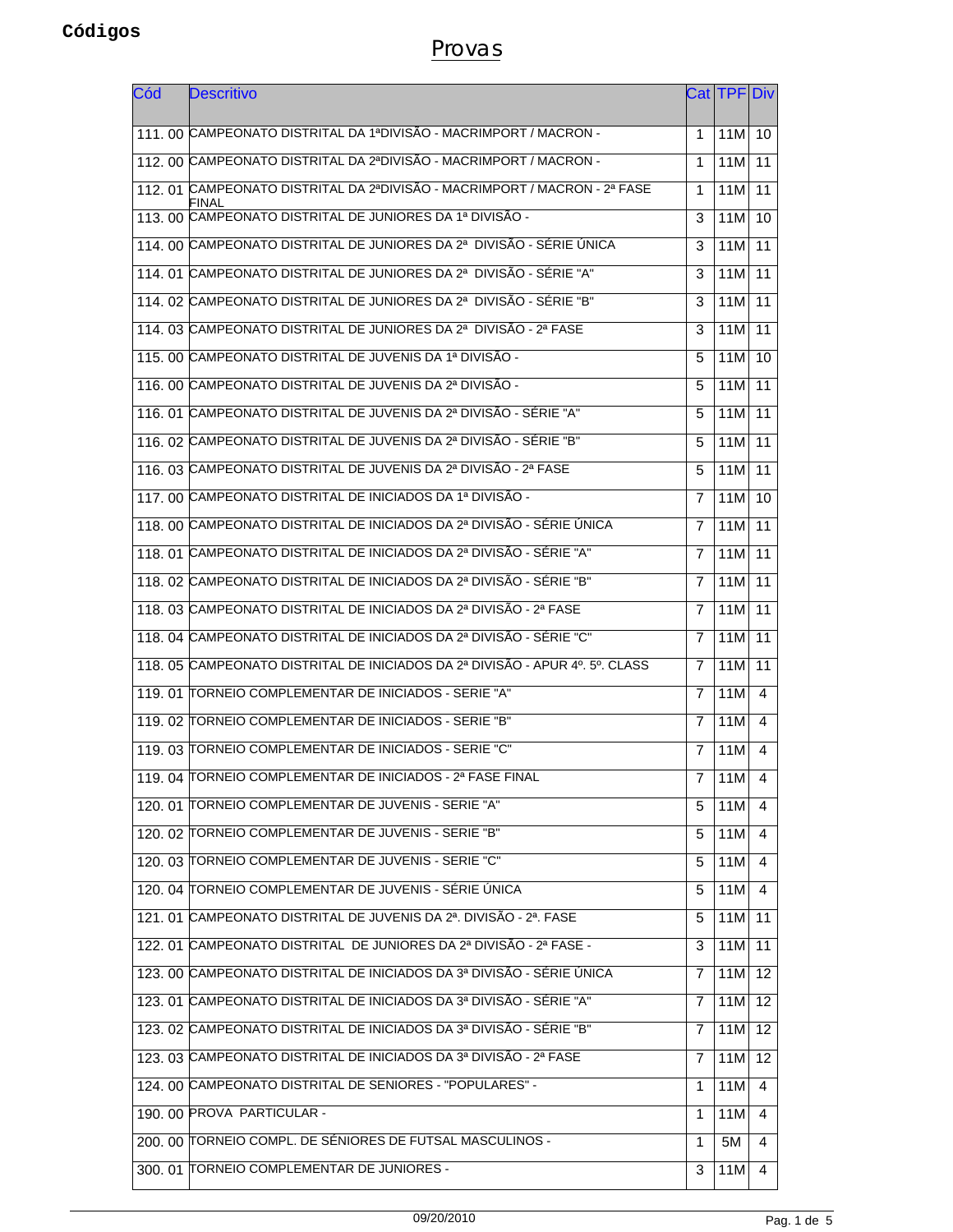**Códigos**

# Provas

| Cód | Descritivo | Cat | TPF | Div |
|---|---|---|---|---|
| 111. 00 | CAMPEONATO DISTRITAL DA 1ªDIVISÃO - MACRIMPORT / MACRON - | 1 | 11M | 10 |
| 112. 00 | CAMPEONATO DISTRITAL DA 2ªDIVISÃO - MACRIMPORT / MACRON - | 1 | 11M | 11 |
| 112. 01 | CAMPEONATO DISTRITAL DA 2ªDIVISÃO - MACRIMPORT / MACRON - 2ª FASE FINAL | 1 | 11M | 11 |
| 113. 00 | CAMPEONATO DISTRITAL DE JUNIORES DA 1ª DIVISÃO - | 3 | 11M | 10 |
| 114. 00 | CAMPEONATO DISTRITAL DE JUNIORES DA 2ª DIVISÃO - SÉRIE ÚNICA | 3 | 11M | 11 |
| 114. 01 | CAMPEONATO DISTRITAL DE JUNIORES DA 2ª DIVISÃO - SÉRIE "A" | 3 | 11M | 11 |
| 114. 02 | CAMPEONATO DISTRITAL DE JUNIORES DA 2ª DIVISÃO - SÉRIE "B" | 3 | 11M | 11 |
| 114. 03 | CAMPEONATO DISTRITAL DE JUNIORES DA 2ª DIVISÃO - 2ª FASE | 3 | 11M | 11 |
| 115. 00 | CAMPEONATO DISTRITAL DE JUVENIS DA 1ª DIVISÃO - | 5 | 11M | 10 |
| 116. 00 | CAMPEONATO DISTRITAL DE JUVENIS DA 2ª DIVISÃO - | 5 | 11M | 11 |
| 116. 01 | CAMPEONATO DISTRITAL DE JUVENIS DA 2ª DIVISÃO - SÉRIE "A" | 5 | 11M | 11 |
| 116. 02 | CAMPEONATO DISTRITAL DE JUVENIS DA 2ª DIVISÃO - SÉRIE "B" | 5 | 11M | 11 |
| 116. 03 | CAMPEONATO DISTRITAL DE JUVENIS DA 2ª DIVISÃO - 2ª FASE | 5 | 11M | 11 |
| 117. 00 | CAMPEONATO DISTRITAL DE INICIADOS DA 1ª DIVISÃO - | 7 | 11M | 10 |
| 118. 00 | CAMPEONATO DISTRITAL DE INICIADOS DA 2ª DIVISÃO - SÉRIE ÚNICA | 7 | 11M | 11 |
| 118. 01 | CAMPEONATO DISTRITAL DE INICIADOS DA 2ª DIVISÃO - SÉRIE "A" | 7 | 11M | 11 |
| 118. 02 | CAMPEONATO DISTRITAL DE INICIADOS DA 2ª DIVISÃO - SÉRIE "B" | 7 | 11M | 11 |
| 118. 03 | CAMPEONATO DISTRITAL DE INICIADOS DA 2ª DIVISÃO - 2ª FASE | 7 | 11M | 11 |
| 118. 04 | CAMPEONATO DISTRITAL DE INICIADOS DA 2ª DIVISÃO - SÉRIE "C" | 7 | 11M | 11 |
| 118. 05 | CAMPEONATO DISTRITAL DE INICIADOS DA 2ª DIVISÃO - APUR 4º. 5º. CLASS | 7 | 11M | 11 |
| 119. 01 | TORNEIO COMPLEMENTAR DE INICIADOS - SERIE "A" | 7 | 11M | 4 |
| 119. 02 | TORNEIO COMPLEMENTAR DE INICIADOS - SERIE "B" | 7 | 11M | 4 |
| 119. 03 | TORNEIO COMPLEMENTAR DE INICIADOS - SERIE "C" | 7 | 11M | 4 |
| 119. 04 | TORNEIO COMPLEMENTAR DE INICIADOS - 2ª FASE FINAL | 7 | 11M | 4 |
| 120. 01 | TORNEIO COMPLEMENTAR DE JUVENIS - SERIE "A" | 5 | 11M | 4 |
| 120. 02 | TORNEIO COMPLEMENTAR DE JUVENIS - SERIE "B" | 5 | 11M | 4 |
| 120. 03 | TORNEIO COMPLEMENTAR DE JUVENIS - SERIE "C" | 5 | 11M | 4 |
| 120. 04 | TORNEIO COMPLEMENTAR DE JUVENIS - SÉRIE ÚNICA | 5 | 11M | 4 |
| 121. 01 | CAMPEONATO DISTRITAL DE JUVENIS DA 2ª. DIVISÃO - 2ª. FASE | 5 | 11M | 11 |
| 122. 01 | CAMPEONATO DISTRITAL DE JUNIORES DA 2ª DIVISÃO - 2ª FASE - | 3 | 11M | 11 |
| 123. 00 | CAMPEONATO DISTRITAL DE INICIADOS DA 3ª DIVISÃO - SÉRIE ÚNICA | 7 | 11M | 12 |
| 123. 01 | CAMPEONATO DISTRITAL DE INICIADOS DA 3ª DIVISÃO - SÉRIE "A" | 7 | 11M | 12 |
| 123. 02 | CAMPEONATO DISTRITAL DE INICIADOS DA 3ª DIVISÃO - SÉRIE "B" | 7 | 11M | 12 |
| 123. 03 | CAMPEONATO DISTRITAL DE INICIADOS DA 3ª DIVISÃO - 2ª FASE | 7 | 11M | 12 |
| 124. 00 | CAMPEONATO DISTRITAL DE SENIORES - "POPULARES" - | 1 | 11M | 4 |
| 190. 00 | PROVA PARTICULAR - | 1 | 11M | 4 |
| 200. 00 | TORNEIO COMPL. DE SÉNIORES DE FUTSAL MASCULINOS - | 1 | 5M | 4 |
| 300. 01 | TORNEIO COMPLEMENTAR DE JUNIORES - | 3 | 11M | 4 |

09/20/2010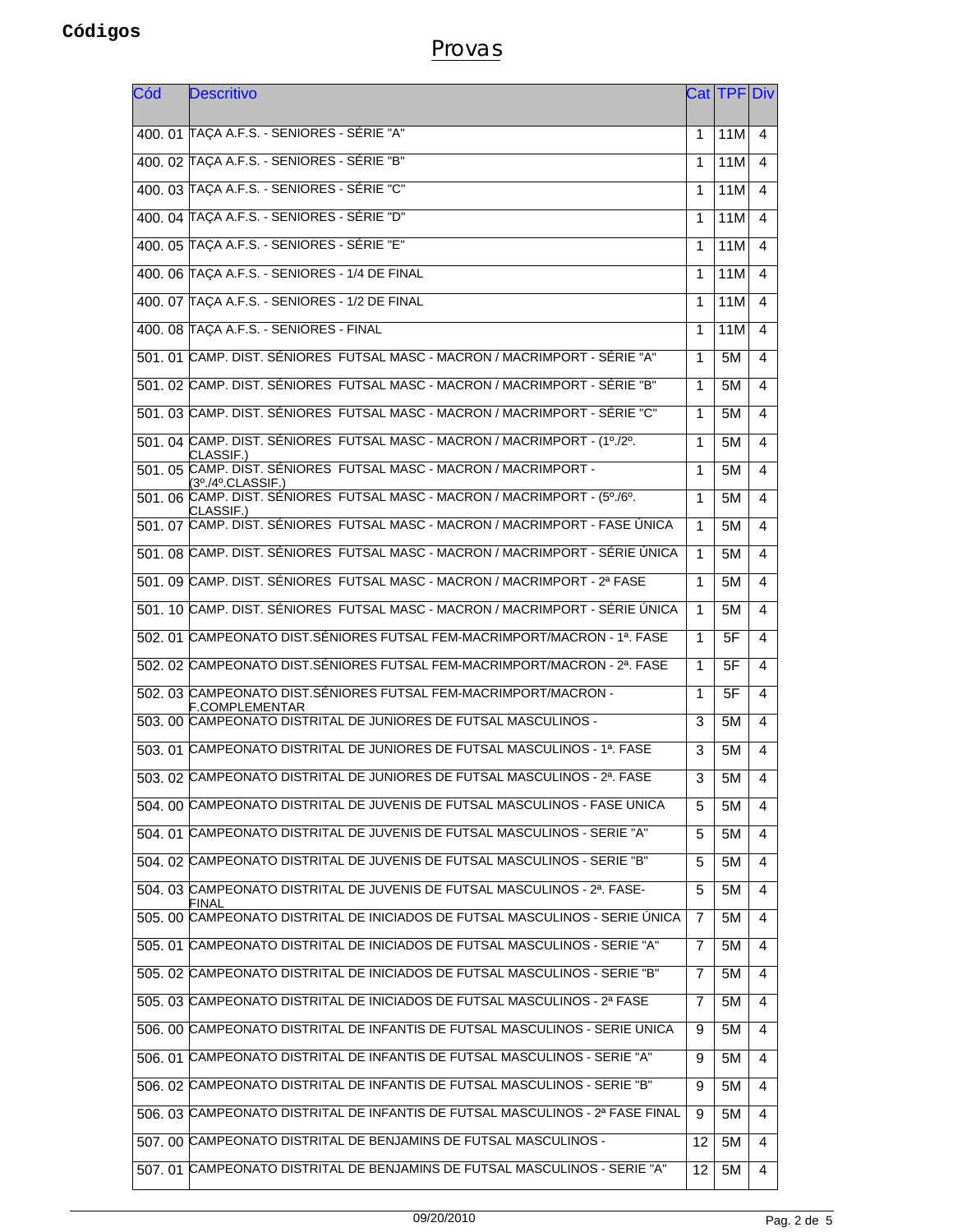**Códigos**

# Provas

| Cód | Descritivo | Cat | TPF | Div |
|---|---|---|---|---|
| 400. 01 | TAÇA A.F.S. - SENIORES - SÉRIE "A" | 1 | 11M | 4 |
| 400. 02 | TAÇA A.F.S. - SENIORES - SÉRIE "B" | 1 | 11M | 4 |
| 400. 03 | TAÇA A.F.S. - SENIORES - SÉRIE "C" | 1 | 11M | 4 |
| 400. 04 | TAÇA A.F.S. - SENIORES - SÉRIE "D" | 1 | 11M | 4 |
| 400. 05 | TAÇA A.F.S. - SENIORES - SÉRIE "E" | 1 | 11M | 4 |
| 400. 06 | TAÇA A.F.S. - SENIORES - 1/4 DE FINAL | 1 | 11M | 4 |
| 400. 07 | TAÇA A.F.S. - SENIORES - 1/2 DE FINAL | 1 | 11M | 4 |
| 400. 08 | TAÇA A.F.S. - SENIORES - FINAL | 1 | 11M | 4 |
| 501. 01 | CAMP. DIST. SÉNIORES FUTSAL MASC - MACRON / MACRIMPORT - SÉRIE "A" | 1 | 5M | 4 |
| 501. 02 | CAMP. DIST. SÉNIORES FUTSAL MASC - MACRON / MACRIMPORT - SÉRIE "B" | 1 | 5M | 4 |
| 501. 03 | CAMP. DIST. SÉNIORES FUTSAL MASC - MACRON / MACRIMPORT - SÉRIE "C" | 1 | 5M | 4 |
| 501. 04 | CAMP. DIST. SÉNIORES FUTSAL MASC - MACRON / MACRIMPORT - (1º./2º. CLASSIF.) | 1 | 5M | 4 |
| 501. 05 | CAMP. DIST. SÉNIORES FUTSAL MASC - MACRON / MACRIMPORT - (3º./4º.CLASSIF.) | 1 | 5M | 4 |
| 501. 06 | CAMP. DIST. SÉNIORES FUTSAL MASC - MACRON / MACRIMPORT - (5º./6º. CLASSIF.) | 1 | 5M | 4 |
| 501. 07 | CAMP. DIST. SÉNIORES FUTSAL MASC - MACRON / MACRIMPORT - FASE ÚNICA | 1 | 5M | 4 |
| 501. 08 | CAMP. DIST. SÉNIORES FUTSAL MASC - MACRON / MACRIMPORT - SÉRIE ÚNICA | 1 | 5M | 4 |
| 501. 09 | CAMP. DIST. SÉNIORES FUTSAL MASC - MACRON / MACRIMPORT - 2ª FASE | 1 | 5M | 4 |
| 501. 10 | CAMP. DIST. SÉNIORES FUTSAL MASC - MACRON / MACRIMPORT - SÉRIE ÚNICA | 1 | 5M | 4 |
| 502. 01 | CAMPEONATO DIST.SÉNIORES FUTSAL FEM-MACRIMPORT/MACRON - 1ª. FASE | 1 | 5F | 4 |
| 502. 02 | CAMPEONATO DIST.SÉNIORES FUTSAL FEM-MACRIMPORT/MACRON - 2ª. FASE | 1 | 5F | 4 |
| 502. 03 | CAMPEONATO DIST.SÉNIORES FUTSAL FEM-MACRIMPORT/MACRON - F.COMPLEMENTAR | 1 | 5F | 4 |
| 503. 00 | CAMPEONATO DISTRITAL DE JUNIORES DE FUTSAL MASCULINOS - | 3 | 5M | 4 |
| 503. 01 | CAMPEONATO DISTRITAL DE JUNIORES DE FUTSAL MASCULINOS - 1ª. FASE | 3 | 5M | 4 |
| 503. 02 | CAMPEONATO DISTRITAL DE JUNIORES DE FUTSAL MASCULINOS - 2ª. FASE | 3 | 5M | 4 |
| 504. 00 | CAMPEONATO DISTRITAL DE JUVENIS DE FUTSAL MASCULINOS - FASE UNICA | 5 | 5M | 4 |
| 504. 01 | CAMPEONATO DISTRITAL DE JUVENIS DE FUTSAL MASCULINOS - SERIE "A" | 5 | 5M | 4 |
| 504. 02 | CAMPEONATO DISTRITAL DE JUVENIS DE FUTSAL MASCULINOS - SERIE "B" | 5 | 5M | 4 |
| 504. 03 | CAMPEONATO DISTRITAL DE JUVENIS DE FUTSAL MASCULINOS - 2ª. FASE-FINAL | 5 | 5M | 4 |
| 505. 00 | CAMPEONATO DISTRITAL DE INICIADOS DE FUTSAL MASCULINOS - SERIE ÚNICA | 7 | 5M | 4 |
| 505. 01 | CAMPEONATO DISTRITAL DE INICIADOS DE FUTSAL MASCULINOS - SERIE "A" | 7 | 5M | 4 |
| 505. 02 | CAMPEONATO DISTRITAL DE INICIADOS DE FUTSAL MASCULINOS - SERIE "B" | 7 | 5M | 4 |
| 505. 03 | CAMPEONATO DISTRITAL DE INICIADOS DE FUTSAL MASCULINOS - 2ª FASE | 7 | 5M | 4 |
| 506. 00 | CAMPEONATO DISTRITAL DE INFANTIS DE FUTSAL MASCULINOS - SERIE UNICA | 9 | 5M | 4 |
| 506. 01 | CAMPEONATO DISTRITAL DE INFANTIS DE FUTSAL MASCULINOS - SERIE "A" | 9 | 5M | 4 |
| 506. 02 | CAMPEONATO DISTRITAL DE INFANTIS DE FUTSAL MASCULINOS - SERIE "B" | 9 | 5M | 4 |
| 506. 03 | CAMPEONATO DISTRITAL DE INFANTIS DE FUTSAL MASCULINOS - 2ª FASE FINAL | 9 | 5M | 4 |
| 507. 00 | CAMPEONATO DISTRITAL DE BENJAMINS DE FUTSAL MASCULINOS - | 12 | 5M | 4 |
| 507. 01 | CAMPEONATO DISTRITAL DE BENJAMINS DE FUTSAL MASCULINOS - SERIE "A" | 12 | 5M | 4 |

09/20/2010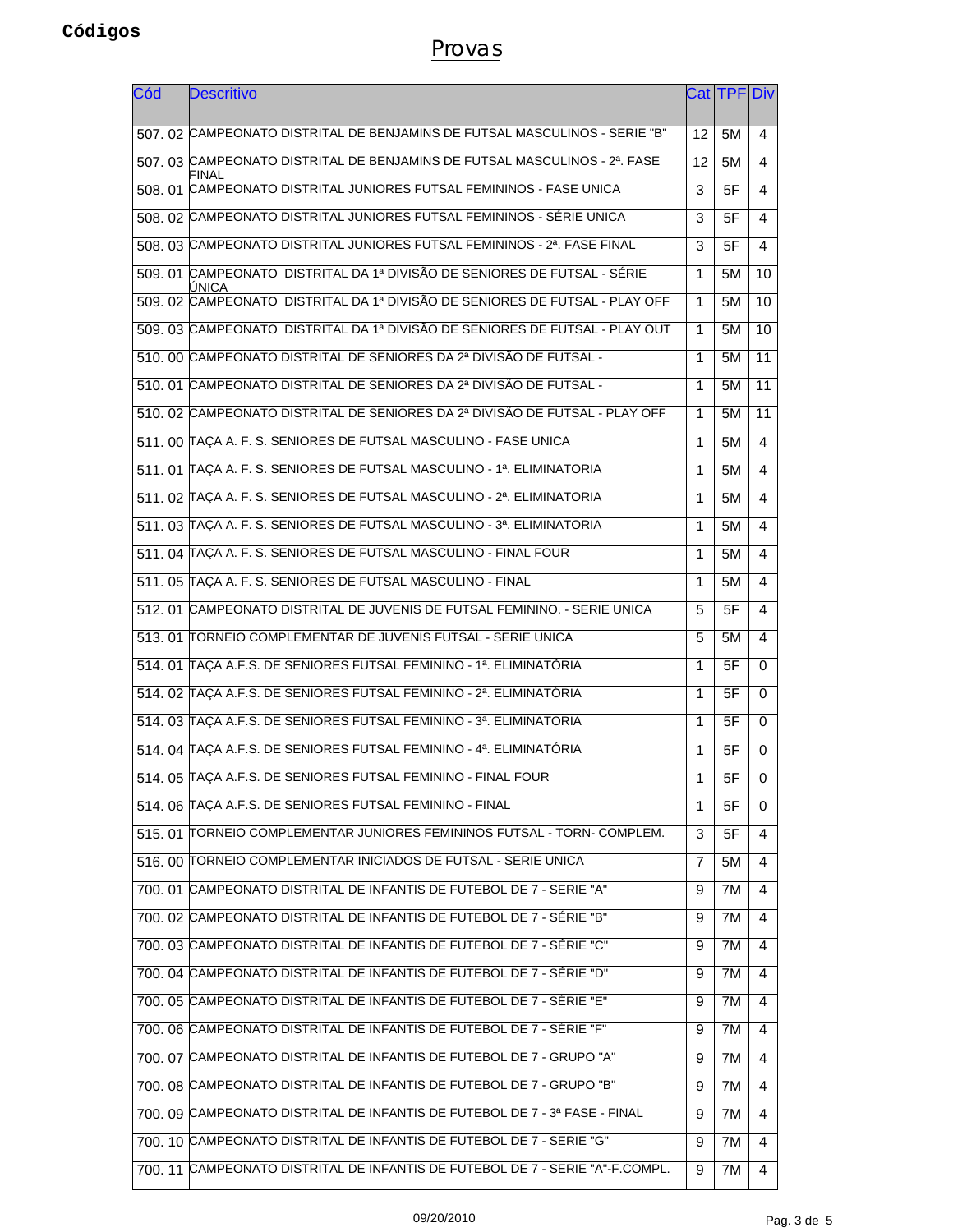**Códigos**

# Provas

| Cód | Descritivo | Cat | TPF | Div |
|---|---|---|---|---|
| 507. 02 | CAMPEONATO DISTRITAL DE BENJAMINS DE FUTSAL MASCULINOS - SERIE "B" | 12 | 5M | 4 |
| 507. 03 | CAMPEONATO DISTRITAL DE BENJAMINS DE FUTSAL MASCULINOS - 2ª. FASE FINAL | 12 | 5M | 4 |
| 508. 01 | CAMPEONATO DISTRITAL JUNIORES FUTSAL FEMININOS - FASE UNICA | 3 | 5F | 4 |
| 508. 02 | CAMPEONATO DISTRITAL JUNIORES FUTSAL FEMININOS - SÉRIE UNICA | 3 | 5F | 4 |
| 508. 03 | CAMPEONATO DISTRITAL JUNIORES FUTSAL FEMININOS - 2ª. FASE FINAL | 3 | 5F | 4 |
| 509. 01 | CAMPEONATO DISTRITAL DA 1ª DIVISÃO DE SENIORES DE FUTSAL - SÉRIE ÚNICA | 1 | 5M | 10 |
| 509. 02 | CAMPEONATO DISTRITAL DA 1ª DIVISÃO DE SENIORES DE FUTSAL - PLAY OFF | 1 | 5M | 10 |
| 509. 03 | CAMPEONATO DISTRITAL DA 1ª DIVISÃO DE SENIORES DE FUTSAL - PLAY OUT | 1 | 5M | 10 |
| 510. 00 | CAMPEONATO DISTRITAL DE SENIORES DA 2ª DIVISÃO DE FUTSAL - | 1 | 5M | 11 |
| 510. 01 | CAMPEONATO DISTRITAL DE SENIORES DA 2ª DIVISÃO DE FUTSAL - | 1 | 5M | 11 |
| 510. 02 | CAMPEONATO DISTRITAL DE SENIORES DA 2ª DIVISÃO DE FUTSAL - PLAY OFF | 1 | 5M | 11 |
| 511. 00 | TAÇA A. F. S. SENIORES DE FUTSAL MASCULINO - FASE UNICA | 1 | 5M | 4 |
| 511. 01 | TAÇA A. F. S. SENIORES DE FUTSAL MASCULINO - 1ª. ELIMINATORIA | 1 | 5M | 4 |
| 511. 02 | TAÇA A. F. S. SENIORES DE FUTSAL MASCULINO - 2ª. ELIMINATORIA | 1 | 5M | 4 |
| 511. 03 | TAÇA A. F. S. SENIORES DE FUTSAL MASCULINO - 3ª. ELIMINATORIA | 1 | 5M | 4 |
| 511. 04 | TAÇA A. F. S. SENIORES DE FUTSAL MASCULINO - FINAL FOUR | 1 | 5M | 4 |
| 511. 05 | TAÇA A. F. S. SENIORES DE FUTSAL MASCULINO - FINAL | 1 | 5M | 4 |
| 512. 01 | CAMPEONATO DISTRITAL DE JUVENIS DE FUTSAL FEMININO. - SERIE UNICA | 5 | 5F | 4 |
| 513. 01 | TORNEIO COMPLEMENTAR DE JUVENIS FUTSAL - SERIE UNICA | 5 | 5M | 4 |
| 514. 01 | TAÇA A.F.S. DE SENIORES FUTSAL FEMININO - 1ª. ELIMINATÓRIA | 1 | 5F | 0 |
| 514. 02 | TAÇA A.F.S. DE SENIORES FUTSAL FEMININO - 2ª. ELIMINATÓRIA | 1 | 5F | 0 |
| 514. 03 | TAÇA A.F.S. DE SENIORES FUTSAL FEMININO - 3ª. ELIMINATORIA | 1 | 5F | 0 |
| 514. 04 | TAÇA A.F.S. DE SENIORES FUTSAL FEMININO - 4ª. ELIMINATÓRIA | 1 | 5F | 0 |
| 514. 05 | TAÇA A.F.S. DE SENIORES FUTSAL FEMININO - FINAL FOUR | 1 | 5F | 0 |
| 514. 06 | TAÇA A.F.S. DE SENIORES FUTSAL FEMININO - FINAL | 1 | 5F | 0 |
| 515. 01 | TORNEIO COMPLEMENTAR JUNIORES FEMININOS FUTSAL - TORN- COMPLEM. | 3 | 5F | 4 |
| 516. 00 | TORNEIO COMPLEMENTAR INICIADOS DE FUTSAL - SERIE UNICA | 7 | 5M | 4 |
| 700. 01 | CAMPEONATO DISTRITAL DE INFANTIS DE FUTEBOL DE 7 - SERIE "A" | 9 | 7M | 4 |
| 700. 02 | CAMPEONATO DISTRITAL DE INFANTIS DE FUTEBOL DE 7 - SÉRIE "B" | 9 | 7M | 4 |
| 700. 03 | CAMPEONATO DISTRITAL DE INFANTIS DE FUTEBOL DE 7 - SÉRIE "C" | 9 | 7M | 4 |
| 700. 04 | CAMPEONATO DISTRITAL DE INFANTIS DE FUTEBOL DE 7 - SÉRIE "D" | 9 | 7M | 4 |
| 700. 05 | CAMPEONATO DISTRITAL DE INFANTIS DE FUTEBOL DE 7 - SÉRIE "E" | 9 | 7M | 4 |
| 700. 06 | CAMPEONATO DISTRITAL DE INFANTIS DE FUTEBOL DE 7 - SÉRIE "F" | 9 | 7M | 4 |
| 700. 07 | CAMPEONATO DISTRITAL DE INFANTIS DE FUTEBOL DE 7 - GRUPO "A" | 9 | 7M | 4 |
| 700. 08 | CAMPEONATO DISTRITAL DE INFANTIS DE FUTEBOL DE 7 - GRUPO "B" | 9 | 7M | 4 |
| 700. 09 | CAMPEONATO DISTRITAL DE INFANTIS DE FUTEBOL DE 7 - 3ª FASE - FINAL | 9 | 7M | 4 |
| 700. 10 | CAMPEONATO DISTRITAL DE INFANTIS DE FUTEBOL DE 7 - SERIE "G" | 9 | 7M | 4 |
| 700. 11 | CAMPEONATO DISTRITAL DE INFANTIS DE FUTEBOL DE 7 - SERIE "A"-F.COMPL. | 9 | 7M | 4 |

09/20/2010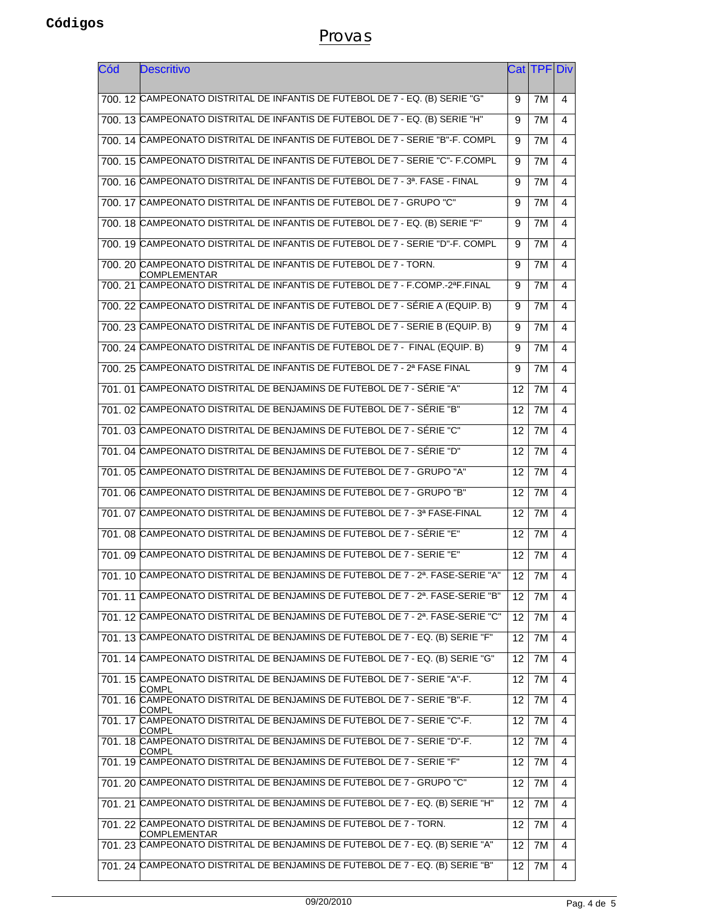**Códigos**

# Provas

| Cód | Descritivo | Cat | TPF | Div |
|---|---|---|---|---|
| 700. 12 | CAMPEONATO DISTRITAL DE INFANTIS DE FUTEBOL DE 7 - EQ. (B) SERIE "G" | 9 | 7M | 4 |
| 700. 13 | CAMPEONATO DISTRITAL DE INFANTIS DE FUTEBOL DE 7 - EQ. (B) SERIE "H" | 9 | 7M | 4 |
| 700. 14 | CAMPEONATO DISTRITAL DE INFANTIS DE FUTEBOL DE 7 - SERIE "B"-F. COMPL | 9 | 7M | 4 |
| 700. 15 | CAMPEONATO DISTRITAL DE INFANTIS DE FUTEBOL DE 7 - SERIE "C"- F.COMPL | 9 | 7M | 4 |
| 700. 16 | CAMPEONATO DISTRITAL DE INFANTIS DE FUTEBOL DE 7 - 3ª. FASE - FINAL | 9 | 7M | 4 |
| 700. 17 | CAMPEONATO DISTRITAL DE INFANTIS DE FUTEBOL DE 7 - GRUPO "C" | 9 | 7M | 4 |
| 700. 18 | CAMPEONATO DISTRITAL DE INFANTIS DE FUTEBOL DE 7 - EQ. (B) SERIE "F" | 9 | 7M | 4 |
| 700. 19 | CAMPEONATO DISTRITAL DE INFANTIS DE FUTEBOL DE 7 - SERIE "D"-F. COMPL | 9 | 7M | 4 |
| 700. 20 | CAMPEONATO DISTRITAL DE INFANTIS DE FUTEBOL DE 7 - TORN. COMPLEMENTAR | 9 | 7M | 4 |
| 700. 21 | CAMPEONATO DISTRITAL DE INFANTIS DE FUTEBOL DE 7 - F.COMP.-2ªF.FINAL | 9 | 7M | 4 |
| 700. 22 | CAMPEONATO DISTRITAL DE INFANTIS DE FUTEBOL DE 7 - SÉRIE A (EQUIP. B) | 9 | 7M | 4 |
| 700. 23 | CAMPEONATO DISTRITAL DE INFANTIS DE FUTEBOL DE 7 - SERIE B (EQUIP. B) | 9 | 7M | 4 |
| 700. 24 | CAMPEONATO DISTRITAL DE INFANTIS DE FUTEBOL DE 7 - FINAL (EQUIP. B) | 9 | 7M | 4 |
| 700. 25 | CAMPEONATO DISTRITAL DE INFANTIS DE FUTEBOL DE 7 - 2ª FASE FINAL | 9 | 7M | 4 |
| 701. 01 | CAMPEONATO DISTRITAL DE BENJAMINS DE FUTEBOL DE 7 - SÉRIE "A" | 12 | 7M | 4 |
| 701. 02 | CAMPEONATO DISTRITAL DE BENJAMINS DE FUTEBOL DE 7 - SÉRIE "B" | 12 | 7M | 4 |
| 701. 03 | CAMPEONATO DISTRITAL DE BENJAMINS DE FUTEBOL DE 7 - SÉRIE "C" | 12 | 7M | 4 |
| 701. 04 | CAMPEONATO DISTRITAL DE BENJAMINS DE FUTEBOL DE 7 - SÉRIE "D" | 12 | 7M | 4 |
| 701. 05 | CAMPEONATO DISTRITAL DE BENJAMINS DE FUTEBOL DE 7 - GRUPO "A" | 12 | 7M | 4 |
| 701. 06 | CAMPEONATO DISTRITAL DE BENJAMINS DE FUTEBOL DE 7 - GRUPO "B" | 12 | 7M | 4 |
| 701. 07 | CAMPEONATO DISTRITAL DE BENJAMINS DE FUTEBOL DE 7 - 3ª FASE-FINAL | 12 | 7M | 4 |
| 701. 08 | CAMPEONATO DISTRITAL DE BENJAMINS DE FUTEBOL DE 7 - SÉRIE "E" | 12 | 7M | 4 |
| 701. 09 | CAMPEONATO DISTRITAL DE BENJAMINS DE FUTEBOL DE 7 - SERIE "E" | 12 | 7M | 4 |
| 701. 10 | CAMPEONATO DISTRITAL DE BENJAMINS DE FUTEBOL DE 7 - 2ª. FASE-SERIE "A" | 12 | 7M | 4 |
| 701. 11 | CAMPEONATO DISTRITAL DE BENJAMINS DE FUTEBOL DE 7 - 2ª. FASE-SERIE "B" | 12 | 7M | 4 |
| 701. 12 | CAMPEONATO DISTRITAL DE BENJAMINS DE FUTEBOL DE 7 - 2ª. FASE-SERIE "C" | 12 | 7M | 4 |
| 701. 13 | CAMPEONATO DISTRITAL DE BENJAMINS DE FUTEBOL DE 7 - EQ. (B) SERIE "F" | 12 | 7M | 4 |
| 701. 14 | CAMPEONATO DISTRITAL DE BENJAMINS DE FUTEBOL DE 7 - EQ. (B) SERIE "G" | 12 | 7M | 4 |
| 701. 15 | CAMPEONATO DISTRITAL DE BENJAMINS DE FUTEBOL DE 7 - SERIE "A"-F. COMPL | 12 | 7M | 4 |
| 701. 16 | CAMPEONATO DISTRITAL DE BENJAMINS DE FUTEBOL DE 7 - SERIE "B"-F. COMPL | 12 | 7M | 4 |
| 701. 17 | CAMPEONATO DISTRITAL DE BENJAMINS DE FUTEBOL DE 7 - SERIE "C"-F. COMPL | 12 | 7M | 4 |
| 701. 18 | CAMPEONATO DISTRITAL DE BENJAMINS DE FUTEBOL DE 7 - SERIE "D"-F. COMPL | 12 | 7M | 4 |
| 701. 19 | CAMPEONATO DISTRITAL DE BENJAMINS DE FUTEBOL DE 7 - SERIE "F" | 12 | 7M | 4 |
| 701. 20 | CAMPEONATO DISTRITAL DE BENJAMINS DE FUTEBOL DE 7 - GRUPO "C" | 12 | 7M | 4 |
| 701. 21 | CAMPEONATO DISTRITAL DE BENJAMINS DE FUTEBOL DE 7 - EQ. (B) SERIE "H" | 12 | 7M | 4 |
| 701. 22 | CAMPEONATO DISTRITAL DE BENJAMINS DE FUTEBOL DE 7 - TORN. COMPLEMENTAR | 12 | 7M | 4 |
| 701. 23 | CAMPEONATO DISTRITAL DE BENJAMINS DE FUTEBOL DE 7 - EQ. (B) SERIE "A" | 12 | 7M | 4 |
| 701. 24 | CAMPEONATO DISTRITAL DE BENJAMINS DE FUTEBOL DE 7 - EQ. (B) SERIE "B" | 12 | 7M | 4 |

09/20/2010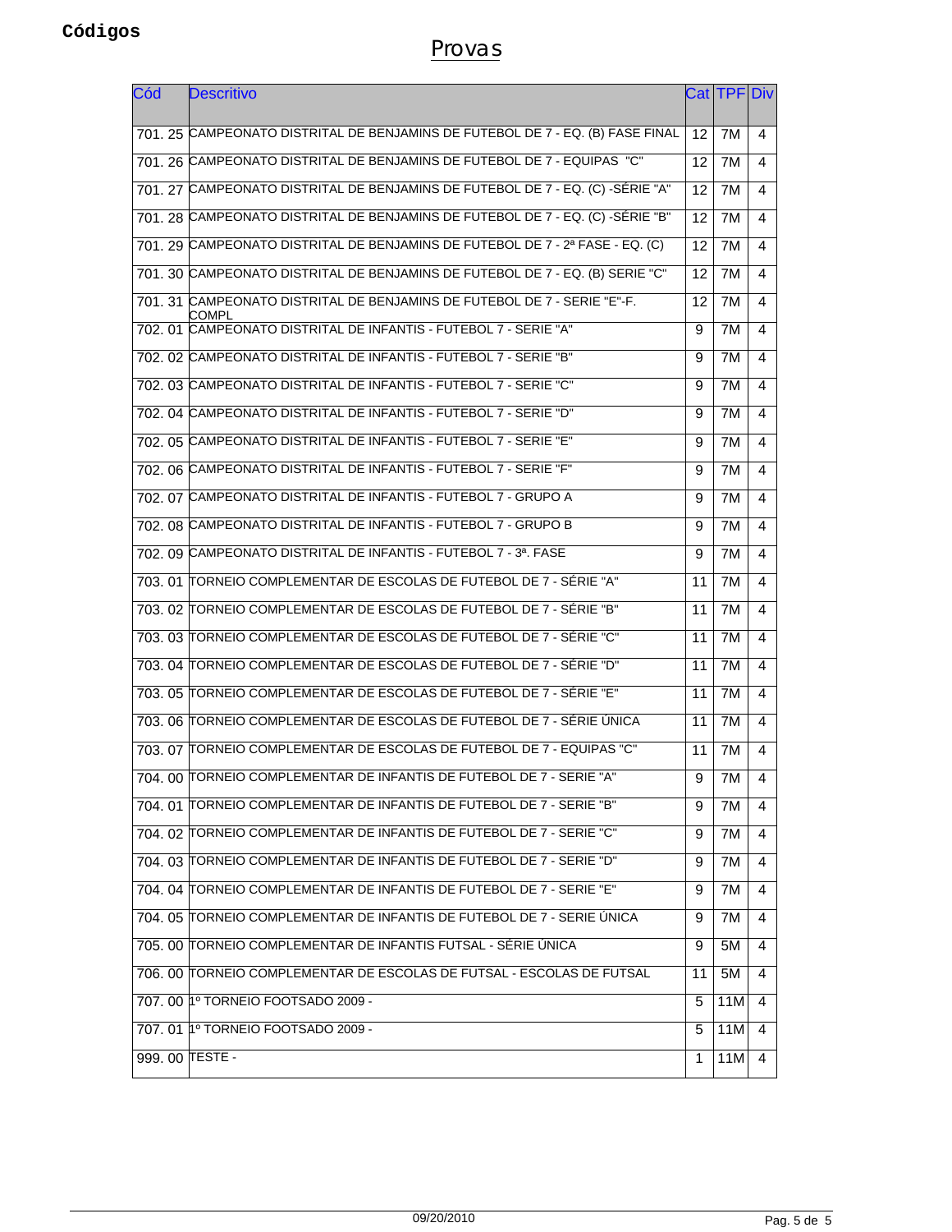**Códigos**

# Provas

| Cód | Descritivo | Cat | TPF | Div |
|---|---|---|---|---|
| 701. 25 | CAMPEONATO DISTRITAL DE BENJAMINS DE FUTEBOL DE 7 - EQ. (B) FASE FINAL | 12 | 7M | 4 |
| 701. 26 | CAMPEONATO DISTRITAL DE BENJAMINS DE FUTEBOL DE 7 - EQUIPAS "C" | 12 | 7M | 4 |
| 701. 27 | CAMPEONATO DISTRITAL DE BENJAMINS DE FUTEBOL DE 7 - EQ. (C) -SÉRIE "A" | 12 | 7M | 4 |
| 701. 28 | CAMPEONATO DISTRITAL DE BENJAMINS DE FUTEBOL DE 7 - EQ. (C) -SÉRIE "B" | 12 | 7M | 4 |
| 701. 29 | CAMPEONATO DISTRITAL DE BENJAMINS DE FUTEBOL DE 7 - 2ª FASE - EQ. (C) | 12 | 7M | 4 |
| 701. 30 | CAMPEONATO DISTRITAL DE BENJAMINS DE FUTEBOL DE 7 - EQ. (B) SERIE "C" | 12 | 7M | 4 |
| 701. 31 | CAMPEONATO DISTRITAL DE BENJAMINS DE FUTEBOL DE 7 - SERIE "E"-F. COMPL | 12 | 7M | 4 |
| 702. 01 | CAMPEONATO DISTRITAL DE INFANTIS - FUTEBOL 7 - SERIE "A" | 9 | 7M | 4 |
| 702. 02 | CAMPEONATO DISTRITAL DE INFANTIS - FUTEBOL 7 - SERIE "B" | 9 | 7M | 4 |
| 702. 03 | CAMPEONATO DISTRITAL DE INFANTIS - FUTEBOL 7 - SERIE "C" | 9 | 7M | 4 |
| 702. 04 | CAMPEONATO DISTRITAL DE INFANTIS - FUTEBOL 7 - SERIE "D" | 9 | 7M | 4 |
| 702. 05 | CAMPEONATO DISTRITAL DE INFANTIS - FUTEBOL 7 - SERIE "E" | 9 | 7M | 4 |
| 702. 06 | CAMPEONATO DISTRITAL DE INFANTIS - FUTEBOL 7 - SERIE "F" | 9 | 7M | 4 |
| 702. 07 | CAMPEONATO DISTRITAL DE INFANTIS - FUTEBOL 7 - GRUPO A | 9 | 7M | 4 |
| 702. 08 | CAMPEONATO DISTRITAL DE INFANTIS - FUTEBOL 7 - GRUPO B | 9 | 7M | 4 |
| 702. 09 | CAMPEONATO DISTRITAL DE INFANTIS - FUTEBOL 7 - 3ª. FASE | 9 | 7M | 4 |
| 703. 01 | TORNEIO COMPLEMENTAR DE ESCOLAS DE FUTEBOL DE 7 - SÉRIE "A" | 11 | 7M | 4 |
| 703. 02 | TORNEIO COMPLEMENTAR DE ESCOLAS DE FUTEBOL DE 7 - SÉRIE "B" | 11 | 7M | 4 |
| 703. 03 | TORNEIO COMPLEMENTAR DE ESCOLAS DE FUTEBOL DE 7 - SÉRIE "C" | 11 | 7M | 4 |
| 703. 04 | TORNEIO COMPLEMENTAR DE ESCOLAS DE FUTEBOL DE 7 - SÉRIE "D" | 11 | 7M | 4 |
| 703. 05 | TORNEIO COMPLEMENTAR DE ESCOLAS DE FUTEBOL DE 7 - SÉRIE "E" | 11 | 7M | 4 |
| 703. 06 | TORNEIO COMPLEMENTAR DE ESCOLAS DE FUTEBOL DE 7 - SÉRIE ÚNICA | 11 | 7M | 4 |
| 703. 07 | TORNEIO COMPLEMENTAR DE ESCOLAS DE FUTEBOL DE 7 - EQUIPAS "C" | 11 | 7M | 4 |
| 704. 00 | TORNEIO COMPLEMENTAR DE INFANTIS DE FUTEBOL DE 7 - SERIE "A" | 9 | 7M | 4 |
| 704. 01 | TORNEIO COMPLEMENTAR DE INFANTIS DE FUTEBOL DE 7 - SERIE "B" | 9 | 7M | 4 |
| 704. 02 | TORNEIO COMPLEMENTAR DE INFANTIS DE FUTEBOL DE 7 - SERIE "C" | 9 | 7M | 4 |
| 704. 03 | TORNEIO COMPLEMENTAR DE INFANTIS DE FUTEBOL DE 7 - SERIE "D" | 9 | 7M | 4 |
| 704. 04 | TORNEIO COMPLEMENTAR DE INFANTIS DE FUTEBOL DE 7 - SERIE "E" | 9 | 7M | 4 |
| 704. 05 | TORNEIO COMPLEMENTAR DE INFANTIS DE FUTEBOL DE 7 - SERIE ÚNICA | 9 | 7M | 4 |
| 705. 00 | TORNEIO COMPLEMENTAR DE INFANTIS FUTSAL - SÉRIE ÚNICA | 9 | 5M | 4 |
| 706. 00 | TORNEIO COMPLEMENTAR DE ESCOLAS DE FUTSAL - ESCOLAS DE FUTSAL | 11 | 5M | 4 |
| 707. 00 | 1º TORNEIO FOOTSADO 2009 - | 5 | 11M | 4 |
| 707. 01 | 1º TORNEIO FOOTSADO 2009 - | 5 | 11M | 4 |
| 999. 00 | TESTE - | 1 | 11M | 4 |

09/20/2010